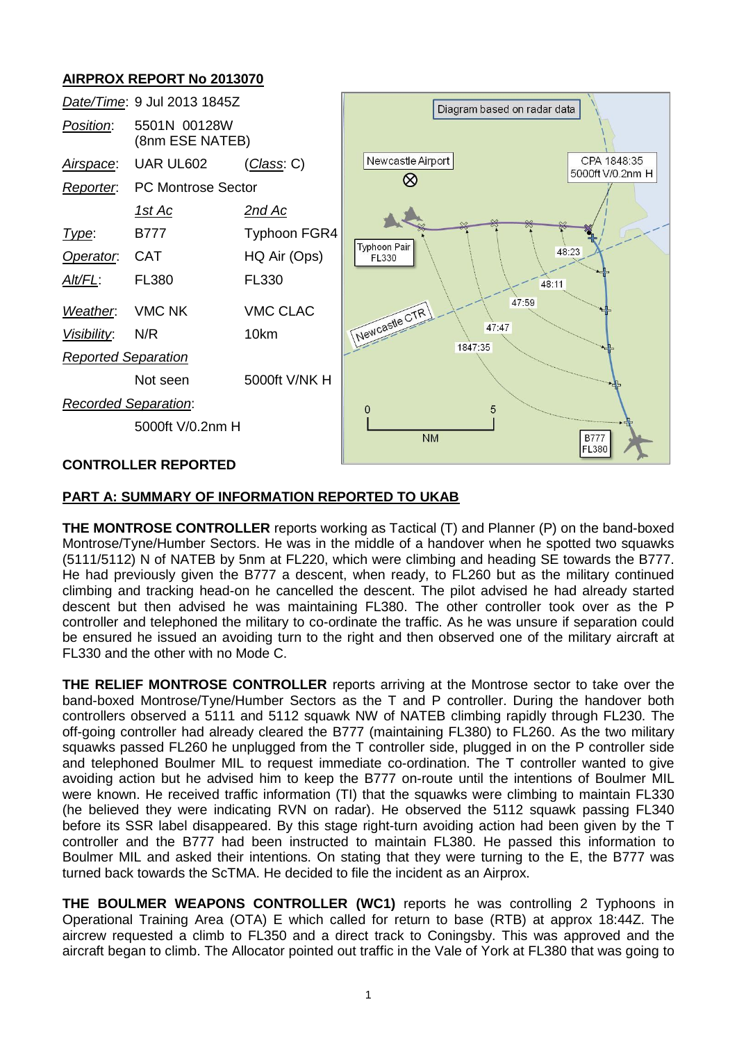## AIRPROX REPORT No 2013070

| | | |
|---|---|---|
| *Date/Time*: | 9 Jul 2013 1845Z | |
| *Position*: | 5501N 00128W (8nm ESE NATEB) | |
| *Airspace*: | UAR UL602 | (*Class*: C) |
| *Reporter*: | PC Montrose Sector | |
| | *1st Ac* | *2nd Ac* |
| *Type*: | B777 | Typhoon FGR4 |
| *Operator*: | CAT | HQ Air (Ops) |
| *Alt/FL*: | FL380 | FL330 |
| *Weather*: | VMC NK | VMC CLAC |
| *Visibility*: | N/R | 10km |
| *Reported Separation* | | |
| | Not seen | 5000ft V/NK H |
| *Recorded Separation*: | | |
| | 5000ft V/0.2nm H | |

Diagram based on radar data

Newcastle Airport

CPA 1848:35 5000ft V/0.2nm H

Typhoon Pair FL330

Newcastle CTR

48:23 48:11 47:59 47:47 1847:35

0 5 NM

B777 FL380

### CONTROLLER REPORTED

### PART A: SUMMARY OF INFORMATION REPORTED TO UKAB

**THE MONTROSE CONTROLLER** reports working as Tactical (T) and Planner (P) on the band-boxed Montrose/Tyne/Humber Sectors. He was in the middle of a handover when he spotted two squawks (5111/5112) N of NATEB by 5nm at FL220, which were climbing and heading SE towards the B777. He had previously given the B777 a descent, when ready, to FL260 but as the military continued climbing and tracking head-on he cancelled the descent. The pilot advised he had already started descent but then advised he was maintaining FL380. The other controller took over as the P controller and telephoned the military to co-ordinate the traffic. As he was unsure if separation could be ensured he issued an avoiding turn to the right and then observed one of the military aircraft at FL330 and the other with no Mode C.

**THE RELIEF MONTROSE CONTROLLER** reports arriving at the Montrose sector to take over the band-boxed Montrose/Tyne/Humber Sectors as the T and P controller. During the handover both controllers observed a 5111 and 5112 squawk NW of NATEB climbing rapidly through FL230. The off-going controller had already cleared the B777 (maintaining FL380) to FL260. As the two military squawks passed FL260 he unplugged from the T controller side, plugged in on the P controller side and telephoned Boulmer MIL to request immediate co-ordination. The T controller wanted to give avoiding action but he advised him to keep the B777 on-route until the intentions of Boulmer MIL were known. He received traffic information (TI) that the squawks were climbing to maintain FL330 (he believed they were indicating RVN on radar). He observed the 5112 squawk passing FL340 before its SSR label disappeared. By this stage right-turn avoiding action had been given by the T controller and the B777 had been instructed to maintain FL380. He passed this information to Boulmer MIL and asked their intentions. On stating that they were turning to the E, the B777 was turned back towards the ScTMA. He decided to file the incident as an Airprox.

**THE BOULMER WEAPONS CONTROLLER (WC1)** reports he was controlling 2 Typhoons in Operational Training Area (OTA) E which called for return to base (RTB) at approx 18:44Z. The aircrew requested a climb to FL350 and a direct track to Coningsby. This was approved and the aircraft began to climb. The Allocator pointed out traffic in the Vale of York at FL380 that was going to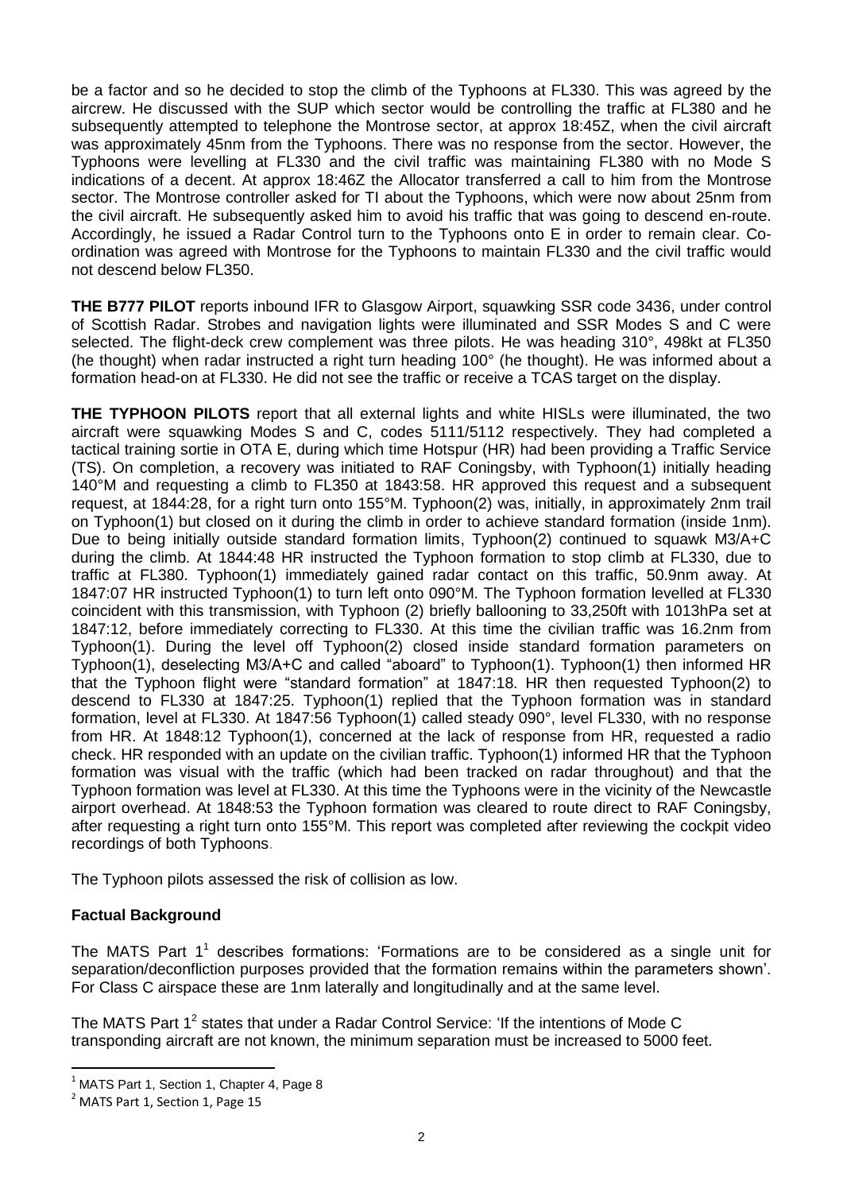be a factor and so he decided to stop the climb of the Typhoons at FL330. This was agreed by the aircrew. He discussed with the SUP which sector would be controlling the traffic at FL380 and he subsequently attempted to telephone the Montrose sector, at approx 18:45Z, when the civil aircraft was approximately 45nm from the Typhoons. There was no response from the sector. However, the Typhoons were levelling at FL330 and the civil traffic was maintaining FL380 with no Mode S indications of a decent. At approx 18:46Z the Allocator transferred a call to him from the Montrose sector. The Montrose controller asked for TI about the Typhoons, which were now about 25nm from the civil aircraft. He subsequently asked him to avoid his traffic that was going to descend en-route. Accordingly, he issued a Radar Control turn to the Typhoons onto E in order to remain clear. Co-ordination was agreed with Montrose for the Typhoons to maintain FL330 and the civil traffic would not descend below FL350.

**THE B777 PILOT** reports inbound IFR to Glasgow Airport, squawking SSR code 3436, under control of Scottish Radar. Strobes and navigation lights were illuminated and SSR Modes S and C were selected. The flight-deck crew complement was three pilots. He was heading 310°, 498kt at FL350 (he thought) when radar instructed a right turn heading 100° (he thought). He was informed about a formation head-on at FL330. He did not see the traffic or receive a TCAS target on the display.

**THE TYPHOON PILOTS** report that all external lights and white HISLs were illuminated, the two aircraft were squawking Modes S and C, codes 5111/5112 respectively. They had completed a tactical training sortie in OTA E, during which time Hotspur (HR) had been providing a Traffic Service (TS). On completion, a recovery was initiated to RAF Coningsby, with Typhoon(1) initially heading 140°M and requesting a climb to FL350 at 1843:58. HR approved this request and a subsequent request, at 1844:28, for a right turn onto 155°M. Typhoon(2) was, initially, in approximately 2nm trail on Typhoon(1) but closed on it during the climb in order to achieve standard formation (inside 1nm). Due to being initially outside standard formation limits, Typhoon(2) continued to squawk M3/A+C during the climb. At 1844:48 HR instructed the Typhoon formation to stop climb at FL330, due to traffic at FL380. Typhoon(1) immediately gained radar contact on this traffic, 50.9nm away. At 1847:07 HR instructed Typhoon(1) to turn left onto 090°M. The Typhoon formation levelled at FL330 coincident with this transmission, with Typhoon (2) briefly ballooning to 33,250ft with 1013hPa set at 1847:12, before immediately correcting to FL330. At this time the civilian traffic was 16.2nm from Typhoon(1). During the level off Typhoon(2) closed inside standard formation parameters on Typhoon(1), deselecting M3/A+C and called "aboard" to Typhoon(1). Typhoon(1) then informed HR that the Typhoon flight were "standard formation" at 1847:18. HR then requested Typhoon(2) to descend to FL330 at 1847:25. Typhoon(1) replied that the Typhoon formation was in standard formation, level at FL330. At 1847:56 Typhoon(1) called steady 090°, level FL330, with no response from HR. At 1848:12 Typhoon(1), concerned at the lack of response from HR, requested a radio check. HR responded with an update on the civilian traffic. Typhoon(1) informed HR that the Typhoon formation was visual with the traffic (which had been tracked on radar throughout) and that the Typhoon formation was level at FL330. At this time the Typhoons were in the vicinity of the Newcastle airport overhead. At 1848:53 the Typhoon formation was cleared to route direct to RAF Coningsby, after requesting a right turn onto 155°M. This report was completed after reviewing the cockpit video recordings of both Typhoons.

The Typhoon pilots assessed the risk of collision as low.

## Factual Background

The MATS Part 1[1] describes formations: 'Formations are to be considered as a single unit for separation/deconfliction purposes provided that the formation remains within the parameters shown'. For Class C airspace these are 1nm laterally and longitudinally and at the same level.

The MATS Part 1[2] states that under a Radar Control Service: 'If the intentions of Mode C transponding aircraft are not known, the minimum separation must be increased to 5000 feet.

[1] MATS Part 1, Section 1, Chapter 4, Page 8

[2] MATS Part 1, Section 1, Page 15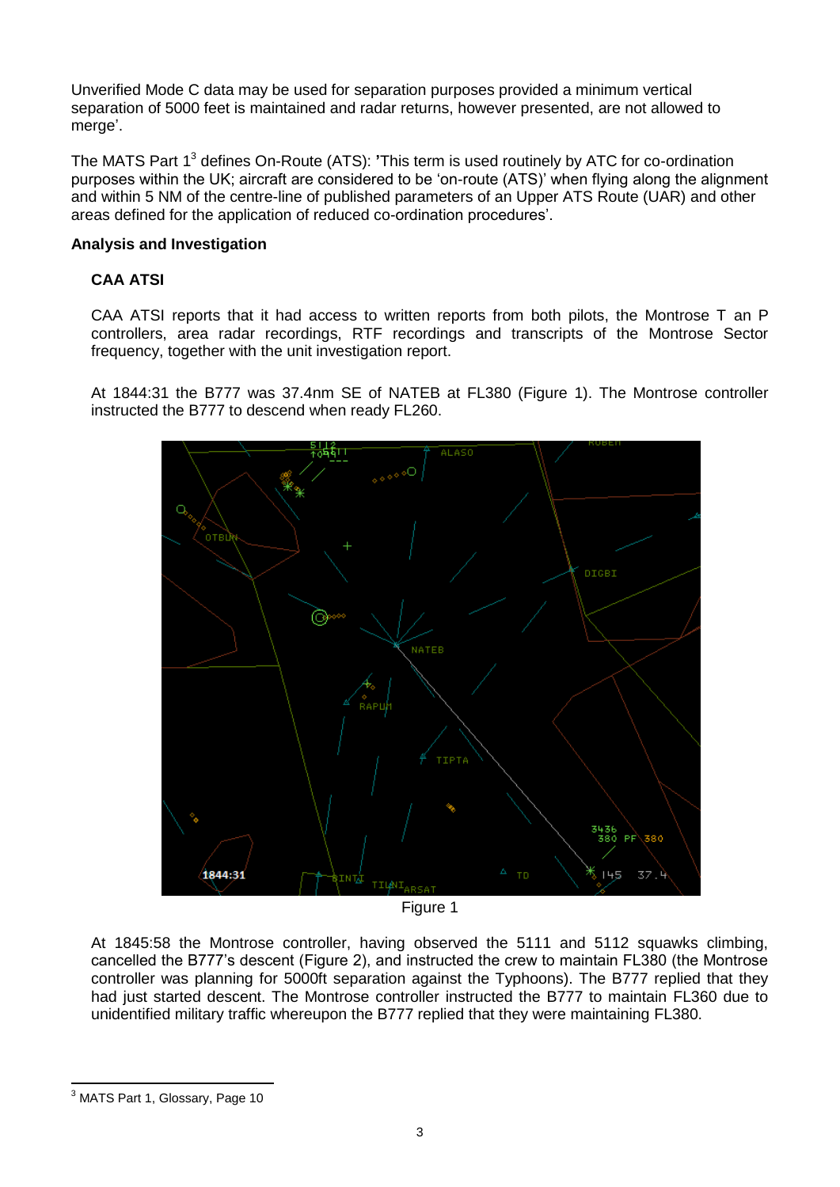Unverified Mode C data may be used for separation purposes provided a minimum vertical separation of 5000 feet is maintained and radar returns, however presented, are not allowed to merge'.

The MATS Part 1[3] defines On-Route (ATS): 'This term is used routinely by ATC for co-ordination purposes within the UK; aircraft are considered to be 'on-route (ATS)' when flying along the alignment and within 5 NM of the centre-line of published parameters of an Upper ATS Route (UAR) and other areas defined for the application of reduced co-ordination procedures'.

**Analysis and Investigation**

**CAA ATSI**

CAA ATSI reports that it had access to written reports from both pilots, the Montrose T an P controllers, area radar recordings, RTF recordings and transcripts of the Montrose Sector frequency, together with the unit investigation report.

At 1844:31 the B777 was 37.4nm SE of NATEB at FL380 (Figure 1). The Montrose controller instructed the B777 to descend when ready FL260.

Figure 1

At 1845:58 the Montrose controller, having observed the 5111 and 5112 squawks climbing, cancelled the B777's descent (Figure 2), and instructed the crew to maintain FL380 (the Montrose controller was planning for 5000ft separation against the Typhoons). The B777 replied that they had just started descent. The Montrose controller instructed the B777 to maintain FL360 due to unidentified military traffic whereupon the B777 replied that they were maintaining FL380.

[3] MATS Part 1, Glossary, Page 10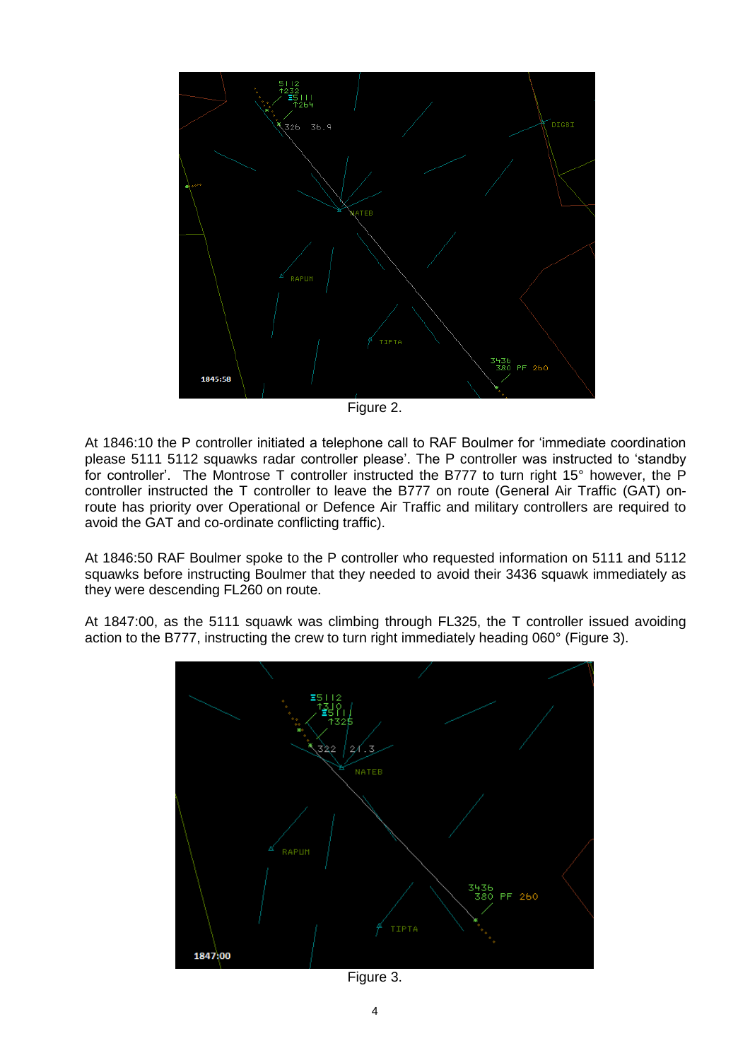Figure 2.

At 1846:10 the P controller initiated a telephone call to RAF Boulmer for 'immediate coordination please 5111 5112 squawks radar controller please'. The P controller was instructed to 'standby for controller'. The Montrose T controller instructed the B777 to turn right 15° however, the P controller instructed the T controller to leave the B777 on route (General Air Traffic (GAT) on-route has priority over Operational or Defence Air Traffic and military controllers are required to avoid the GAT and co-ordinate conflicting traffic).

At 1846:50 RAF Boulmer spoke to the P controller who requested information on 5111 and 5112 squawks before instructing Boulmer that they needed to avoid their 3436 squawk immediately as they were descending FL260 on route.

At 1847:00, as the 5111 squawk was climbing through FL325, the T controller issued avoiding action to the B777, instructing the crew to turn right immediately heading 060° (Figure 3).

Figure 3.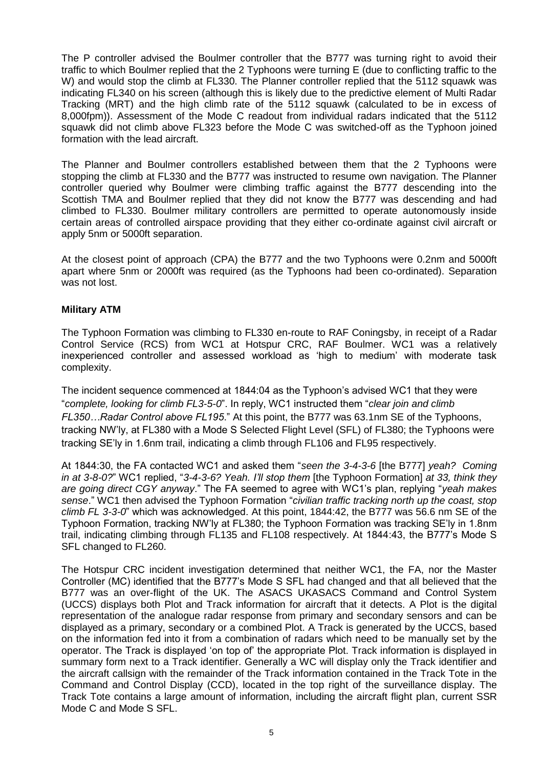The P controller advised the Boulmer controller that the B777 was turning right to avoid their traffic to which Boulmer replied that the 2 Typhoons were turning E (due to conflicting traffic to the W) and would stop the climb at FL330. The Planner controller replied that the 5112 squawk was indicating FL340 on his screen (although this is likely due to the predictive element of Multi Radar Tracking (MRT) and the high climb rate of the 5112 squawk (calculated to be in excess of 8,000fpm)). Assessment of the Mode C readout from individual radars indicated that the 5112 squawk did not climb above FL323 before the Mode C was switched-off as the Typhoon joined formation with the lead aircraft.

The Planner and Boulmer controllers established between them that the 2 Typhoons were stopping the climb at FL330 and the B777 was instructed to resume own navigation. The Planner controller queried why Boulmer were climbing traffic against the B777 descending into the Scottish TMA and Boulmer replied that they did not know the B777 was descending and had climbed to FL330. Boulmer military controllers are permitted to operate autonomously inside certain areas of controlled airspace providing that they either co-ordinate against civil aircraft or apply 5nm or 5000ft separation.

At the closest point of approach (CPA) the B777 and the two Typhoons were 0.2nm and 5000ft apart where 5nm or 2000ft was required (as the Typhoons had been co-ordinated). Separation was not lost.

**Military ATM**

The Typhoon Formation was climbing to FL330 en-route to RAF Coningsby, in receipt of a Radar Control Service (RCS) from WC1 at Hotspur CRC, RAF Boulmer. WC1 was a relatively inexperienced controller and assessed workload as 'high to medium' with moderate task complexity.

The incident sequence commenced at 1844:04 as the Typhoon's advised WC1 that they were "*complete, looking for climb FL3-5-0*". In reply, WC1 instructed them "*clear join and climb FL350…Radar Control above FL195*." At this point, the B777 was 63.1nm SE of the Typhoons, tracking NW'ly, at FL380 with a Mode S Selected Flight Level (SFL) of FL380; the Typhoons were tracking SE'ly in 1.6nm trail, indicating a climb through FL106 and FL95 respectively.

At 1844:30, the FA contacted WC1 and asked them "*seen the 3-4-3-6* [the B777] *yeah? Coming in at 3-8-0?*" WC1 replied, "*3-4-3-6? Yeah. I'll stop them* [the Typhoon Formation] *at 33, think they are going direct CGY anyway*." The FA seemed to agree with WC1's plan, replying "*yeah makes sense*." WC1 then advised the Typhoon Formation "*civilian traffic tracking north up the coast, stop climb FL 3-3-0*" which was acknowledged. At this point, 1844:42, the B777 was 56.6 nm SE of the Typhoon Formation, tracking NW'ly at FL380; the Typhoon Formation was tracking SE'ly in 1.8nm trail, indicating climbing through FL135 and FL108 respectively. At 1844:43, the B777's Mode S SFL changed to FL260.

The Hotspur CRC incident investigation determined that neither WC1, the FA, nor the Master Controller (MC) identified that the B777's Mode S SFL had changed and that all believed that the B777 was an over-flight of the UK. The ASACS UKASACS Command and Control System (UCCS) displays both Plot and Track information for aircraft that it detects. A Plot is the digital representation of the analogue radar response from primary and secondary sensors and can be displayed as a primary, secondary or a combined Plot. A Track is generated by the UCCS, based on the information fed into it from a combination of radars which need to be manually set by the operator. The Track is displayed 'on top of' the appropriate Plot. Track information is displayed in summary form next to a Track identifier. Generally a WC will display only the Track identifier and the aircraft callsign with the remainder of the Track information contained in the Track Tote in the Command and Control Display (CCD), located in the top right of the surveillance display. The Track Tote contains a large amount of information, including the aircraft flight plan, current SSR Mode C and Mode S SFL.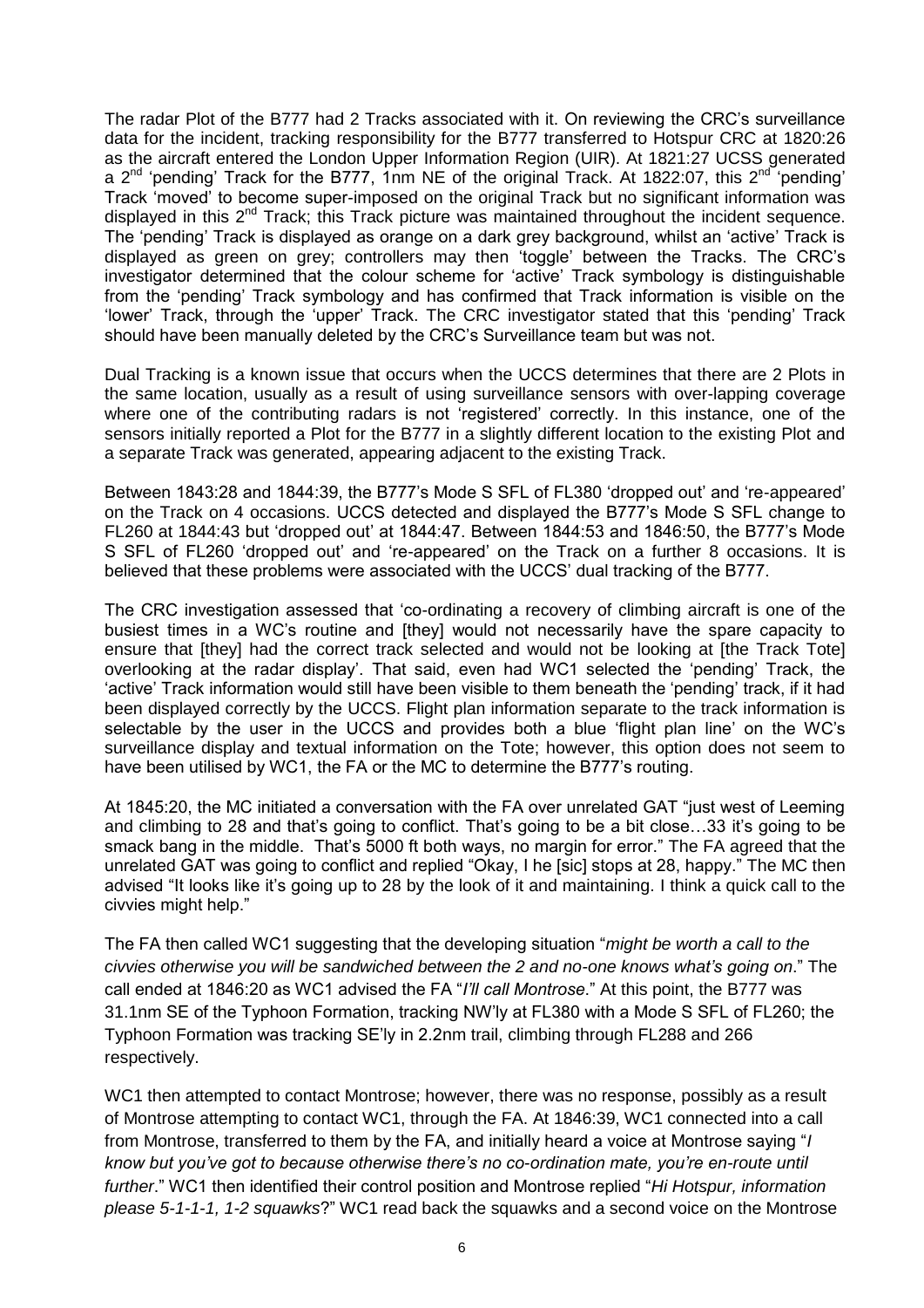The radar Plot of the B777 had 2 Tracks associated with it. On reviewing the CRC's surveillance data for the incident, tracking responsibility for the B777 transferred to Hotspur CRC at 1820:26 as the aircraft entered the London Upper Information Region (UIR). At 1821:27 UCSS generated a 2nd 'pending' Track for the B777, 1nm NE of the original Track. At 1822:07, this 2nd 'pending' Track 'moved' to become super-imposed on the original Track but no significant information was displayed in this 2nd Track; this Track picture was maintained throughout the incident sequence. The 'pending' Track is displayed as orange on a dark grey background, whilst an 'active' Track is displayed as green on grey; controllers may then 'toggle' between the Tracks. The CRC's investigator determined that the colour scheme for 'active' Track symbology is distinguishable from the 'pending' Track symbology and has confirmed that Track information is visible on the 'lower' Track, through the 'upper' Track. The CRC investigator stated that this 'pending' Track should have been manually deleted by the CRC's Surveillance team but was not.

Dual Tracking is a known issue that occurs when the UCCS determines that there are 2 Plots in the same location, usually as a result of using surveillance sensors with over-lapping coverage where one of the contributing radars is not 'registered' correctly. In this instance, one of the sensors initially reported a Plot for the B777 in a slightly different location to the existing Plot and a separate Track was generated, appearing adjacent to the existing Track.

Between 1843:28 and 1844:39, the B777's Mode S SFL of FL380 'dropped out' and 're-appeared' on the Track on 4 occasions. UCCS detected and displayed the B777's Mode S SFL change to FL260 at 1844:43 but 'dropped out' at 1844:47. Between 1844:53 and 1846:50, the B777's Mode S SFL of FL260 'dropped out' and 're-appeared' on the Track on a further 8 occasions. It is believed that these problems were associated with the UCCS' dual tracking of the B777.

The CRC investigation assessed that 'co-ordinating a recovery of climbing aircraft is one of the busiest times in a WC's routine and [they] would not necessarily have the spare capacity to ensure that [they] had the correct track selected and would not be looking at [the Track Tote] overlooking at the radar display'. That said, even had WC1 selected the 'pending' Track, the 'active' Track information would still have been visible to them beneath the 'pending' track, if it had been displayed correctly by the UCCS. Flight plan information separate to the track information is selectable by the user in the UCCS and provides both a blue 'flight plan line' on the WC's surveillance display and textual information on the Tote; however, this option does not seem to have been utilised by WC1, the FA or the MC to determine the B777's routing.

At 1845:20, the MC initiated a conversation with the FA over unrelated GAT "just west of Leeming and climbing to 28 and that's going to conflict. That's going to be a bit close…33 it's going to be smack bang in the middle. That's 5000 ft both ways, no margin for error." The FA agreed that the unrelated GAT was going to conflict and replied "Okay, I he [sic] stops at 28, happy." The MC then advised "It looks like it's going up to 28 by the look of it and maintaining. I think a quick call to the civvies might help."

The FA then called WC1 suggesting that the developing situation "*might be worth a call to the civvies otherwise you will be sandwiched between the 2 and no-one knows what's going on*." The call ended at 1846:20 as WC1 advised the FA "*I'll call Montrose*." At this point, the B777 was 31.1nm SE of the Typhoon Formation, tracking NW'ly at FL380 with a Mode S SFL of FL260; the Typhoon Formation was tracking SE'ly in 2.2nm trail, climbing through FL288 and 266 respectively.

WC1 then attempted to contact Montrose; however, there was no response, possibly as a result of Montrose attempting to contact WC1, through the FA. At 1846:39, WC1 connected into a call from Montrose, transferred to them by the FA, and initially heard a voice at Montrose saying "*I know but you've got to because otherwise there's no co-ordination mate, you're en-route until further*." WC1 then identified their control position and Montrose replied "*Hi Hotspur, information please 5-1-1-1, 1-2 squawks*?" WC1 read back the squawks and a second voice on the Montrose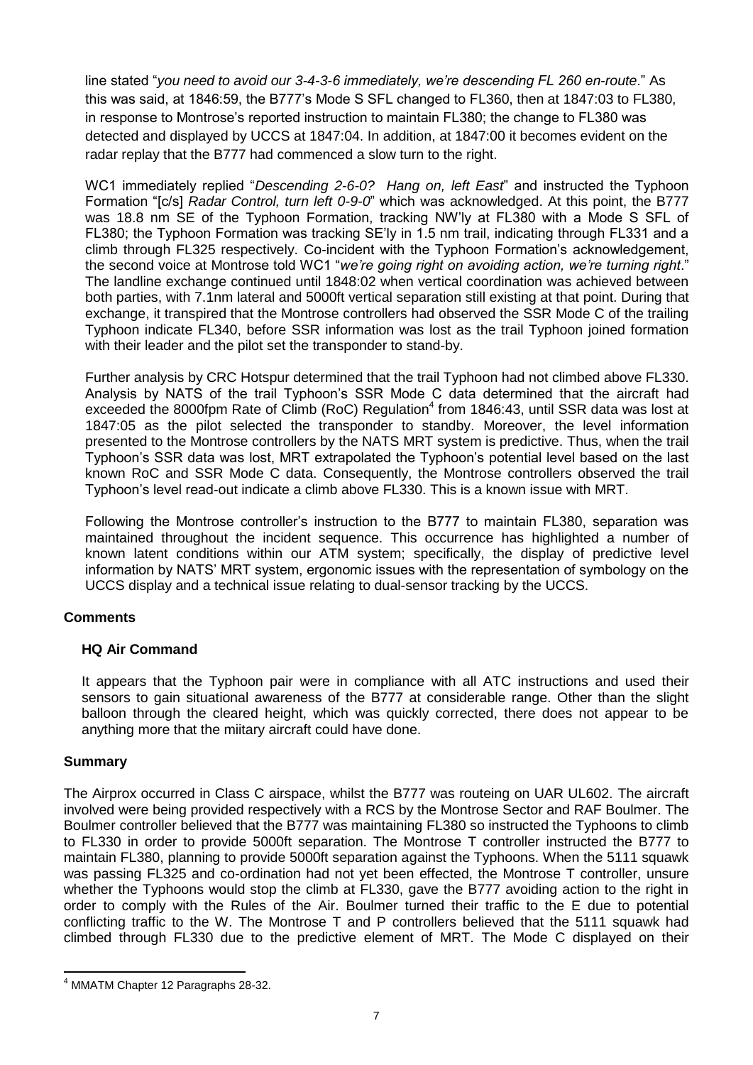line stated "*you need to avoid our 3-4-3-6 immediately, we're descending FL 260 en-route*." As this was said, at 1846:59, the B777's Mode S SFL changed to FL360, then at 1847:03 to FL380, in response to Montrose's reported instruction to maintain FL380; the change to FL380 was detected and displayed by UCCS at 1847:04. In addition, at 1847:00 it becomes evident on the radar replay that the B777 had commenced a slow turn to the right.

WC1 immediately replied "*Descending 2-6-0? Hang on, left East*" and instructed the Typhoon Formation "[c/s] *Radar Control, turn left 0-9-0*" which was acknowledged. At this point, the B777 was 18.8 nm SE of the Typhoon Formation, tracking NW'ly at FL380 with a Mode S SFL of FL380; the Typhoon Formation was tracking SE'ly in 1.5 nm trail, indicating through FL331 and a climb through FL325 respectively. Co-incident with the Typhoon Formation's acknowledgement, the second voice at Montrose told WC1 "*we're going right on avoiding action, we're turning right*." The landline exchange continued until 1848:02 when vertical coordination was achieved between both parties, with 7.1nm lateral and 5000ft vertical separation still existing at that point. During that exchange, it transpired that the Montrose controllers had observed the SSR Mode C of the trailing Typhoon indicate FL340, before SSR information was lost as the trail Typhoon joined formation with their leader and the pilot set the transponder to stand-by.

Further analysis by CRC Hotspur determined that the trail Typhoon had not climbed above FL330. Analysis by NATS of the trail Typhoon's SSR Mode C data determined that the aircraft had exceeded the 8000fpm Rate of Climb (RoC) Regulation[4] from 1846:43, until SSR data was lost at 1847:05 as the pilot selected the transponder to standby. Moreover, the level information presented to the Montrose controllers by the NATS MRT system is predictive. Thus, when the trail Typhoon's SSR data was lost, MRT extrapolated the Typhoon's potential level based on the last known RoC and SSR Mode C data. Consequently, the Montrose controllers observed the trail Typhoon's level read-out indicate a climb above FL330. This is a known issue with MRT.

Following the Montrose controller's instruction to the B777 to maintain FL380, separation was maintained throughout the incident sequence. This occurrence has highlighted a number of known latent conditions within our ATM system; specifically, the display of predictive level information by NATS' MRT system, ergonomic issues with the representation of symbology on the UCCS display and a technical issue relating to dual-sensor tracking by the UCCS.

## Comments

### HQ Air Command

It appears that the Typhoon pair were in compliance with all ATC instructions and used their sensors to gain situational awareness of the B777 at considerable range. Other than the slight balloon through the cleared height, which was quickly corrected, there does not appear to be anything more that the miitary aircraft could have done.

## Summary

The Airprox occurred in Class C airspace, whilst the B777 was routeing on UAR UL602. The aircraft involved were being provided respectively with a RCS by the Montrose Sector and RAF Boulmer. The Boulmer controller believed that the B777 was maintaining FL380 so instructed the Typhoons to climb to FL330 in order to provide 5000ft separation. The Montrose T controller instructed the B777 to maintain FL380, planning to provide 5000ft separation against the Typhoons. When the 5111 squawk was passing FL325 and co-ordination had not yet been effected, the Montrose T controller, unsure whether the Typhoons would stop the climb at FL330, gave the B777 avoiding action to the right in order to comply with the Rules of the Air. Boulmer turned their traffic to the E due to potential conflicting traffic to the W. The Montrose T and P controllers believed that the 5111 squawk had climbed through FL330 due to the predictive element of MRT. The Mode C displayed on their

[4] MMATM Chapter 12 Paragraphs 28-32.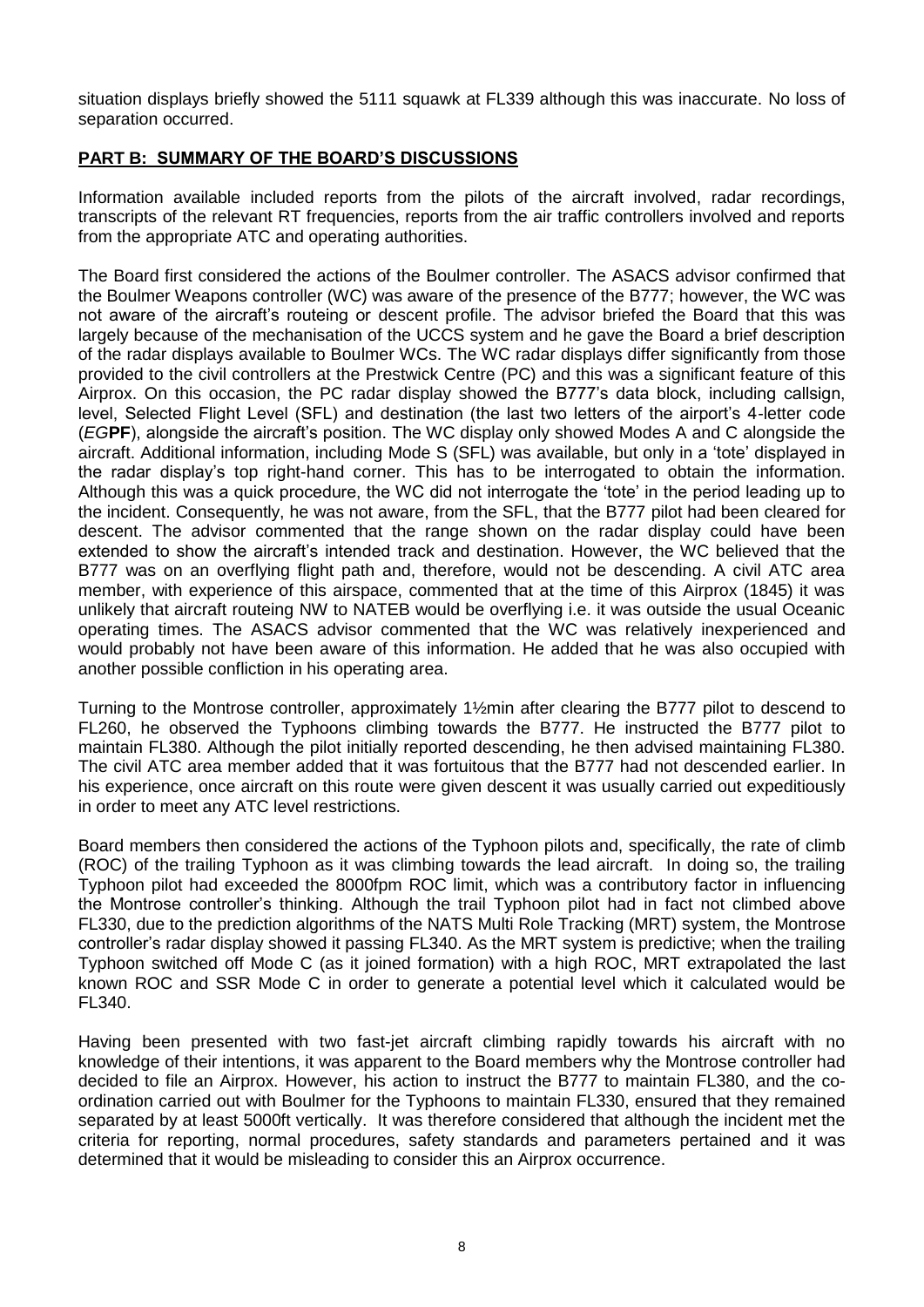situation displays briefly showed the 5111 squawk at FL339 although this was inaccurate. No loss of separation occurred.

## PART B: SUMMARY OF THE BOARD'S DISCUSSIONS

Information available included reports from the pilots of the aircraft involved, radar recordings, transcripts of the relevant RT frequencies, reports from the air traffic controllers involved and reports from the appropriate ATC and operating authorities.

The Board first considered the actions of the Boulmer controller. The ASACS advisor confirmed that the Boulmer Weapons controller (WC) was aware of the presence of the B777; however, the WC was not aware of the aircraft's routeing or descent profile. The advisor briefed the Board that this was largely because of the mechanisation of the UCCS system and he gave the Board a brief description of the radar displays available to Boulmer WCs. The WC radar displays differ significantly from those provided to the civil controllers at the Prestwick Centre (PC) and this was a significant feature of this Airprox. On this occasion, the PC radar display showed the B777's data block, including callsign, level, Selected Flight Level (SFL) and destination (the last two letters of the airport's 4-letter code (*EG***PF**), alongside the aircraft's position. The WC display only showed Modes A and C alongside the aircraft. Additional information, including Mode S (SFL) was available, but only in a 'tote' displayed in the radar display's top right-hand corner. This has to be interrogated to obtain the information. Although this was a quick procedure, the WC did not interrogate the 'tote' in the period leading up to the incident. Consequently, he was not aware, from the SFL, that the B777 pilot had been cleared for descent. The advisor commented that the range shown on the radar display could have been extended to show the aircraft's intended track and destination. However, the WC believed that the B777 was on an overflying flight path and, therefore, would not be descending. A civil ATC area member, with experience of this airspace, commented that at the time of this Airprox (1845) it was unlikely that aircraft routeing NW to NATEB would be overflying i.e. it was outside the usual Oceanic operating times. The ASACS advisor commented that the WC was relatively inexperienced and would probably not have been aware of this information. He added that he was also occupied with another possible confliction in his operating area.

Turning to the Montrose controller, approximately 1½min after clearing the B777 pilot to descend to FL260, he observed the Typhoons climbing towards the B777. He instructed the B777 pilot to maintain FL380. Although the pilot initially reported descending, he then advised maintaining FL380. The civil ATC area member added that it was fortuitous that the B777 had not descended earlier. In his experience, once aircraft on this route were given descent it was usually carried out expeditiously in order to meet any ATC level restrictions.

Board members then considered the actions of the Typhoon pilots and, specifically, the rate of climb (ROC) of the trailing Typhoon as it was climbing towards the lead aircraft. In doing so, the trailing Typhoon pilot had exceeded the 8000fpm ROC limit, which was a contributory factor in influencing the Montrose controller's thinking. Although the trail Typhoon pilot had in fact not climbed above FL330, due to the prediction algorithms of the NATS Multi Role Tracking (MRT) system, the Montrose controller's radar display showed it passing FL340. As the MRT system is predictive; when the trailing Typhoon switched off Mode C (as it joined formation) with a high ROC, MRT extrapolated the last known ROC and SSR Mode C in order to generate a potential level which it calculated would be FL340.

Having been presented with two fast-jet aircraft climbing rapidly towards his aircraft with no knowledge of their intentions, it was apparent to the Board members why the Montrose controller had decided to file an Airprox. However, his action to instruct the B777 to maintain FL380, and the co-ordination carried out with Boulmer for the Typhoons to maintain FL330, ensured that they remained separated by at least 5000ft vertically. It was therefore considered that although the incident met the criteria for reporting, normal procedures, safety standards and parameters pertained and it was determined that it would be misleading to consider this an Airprox occurrence.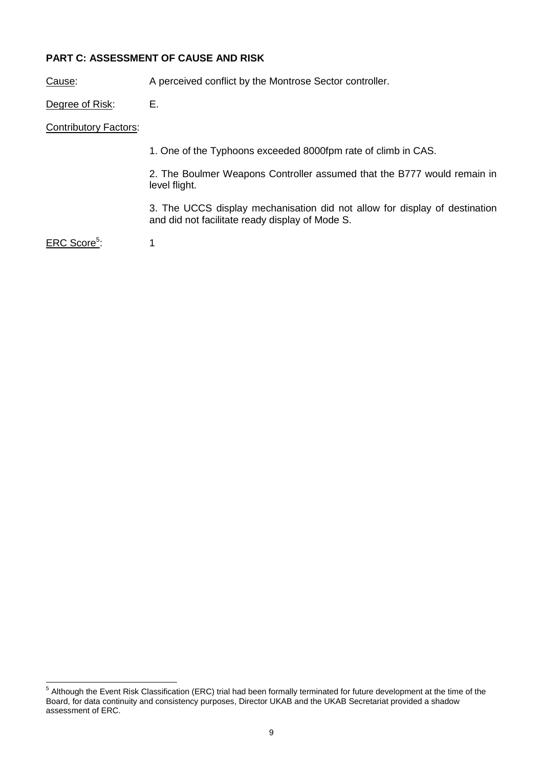**PART C: ASSESSMENT OF CAUSE AND RISK**

Cause: A perceived conflict by the Montrose Sector controller.

Degree of Risk: E.

Contributory Factors:

1. One of the Typhoons exceeded 8000fpm rate of climb in CAS.

2. The Boulmer Weapons Controller assumed that the B777 would remain in level flight.

3. The UCCS display mechanisation did not allow for display of destination and did not facilitate ready display of Mode S.

ERC Score[5]: 1

---

[5] Although the Event Risk Classification (ERC) trial had been formally terminated for future development at the time of the Board, for data continuity and consistency purposes, Director UKAB and the UKAB Secretariat provided a shadow assessment of ERC.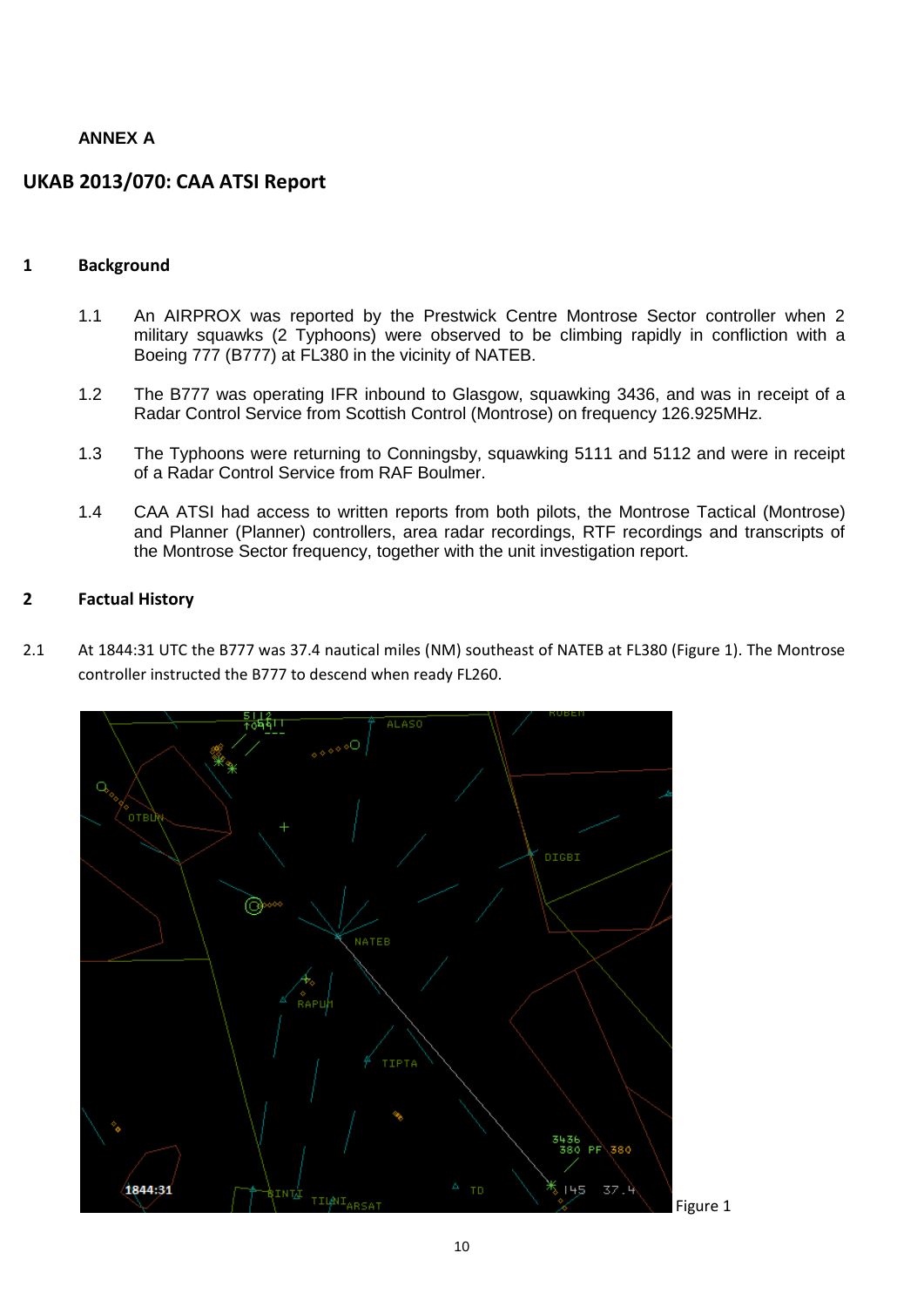**ANNEX A**

## UKAB 2013/070: CAA ATSI Report

### 1 Background

1.1 An AIRPROX was reported by the Prestwick Centre Montrose Sector controller when 2 military squawks (2 Typhoons) were observed to be climbing rapidly in confliction with a Boeing 777 (B777) at FL380 in the vicinity of NATEB.

1.2 The B777 was operating IFR inbound to Glasgow, squawking 3436, and was in receipt of a Radar Control Service from Scottish Control (Montrose) on frequency 126.925MHz.

1.3 The Typhoons were returning to Conningsby, squawking 5111 and 5112 and were in receipt of a Radar Control Service from RAF Boulmer.

1.4 CAA ATSI had access to written reports from both pilots, the Montrose Tactical (Montrose) and Planner (Planner) controllers, area radar recordings, RTF recordings and transcripts of the Montrose Sector frequency, together with the unit investigation report.

### 2 Factual History

2.1 At 1844:31 UTC the B777 was 37.4 nautical miles (NM) southeast of NATEB at FL380 (Figure 1). The Montrose controller instructed the B777 to descend when ready FL260.

Figure 1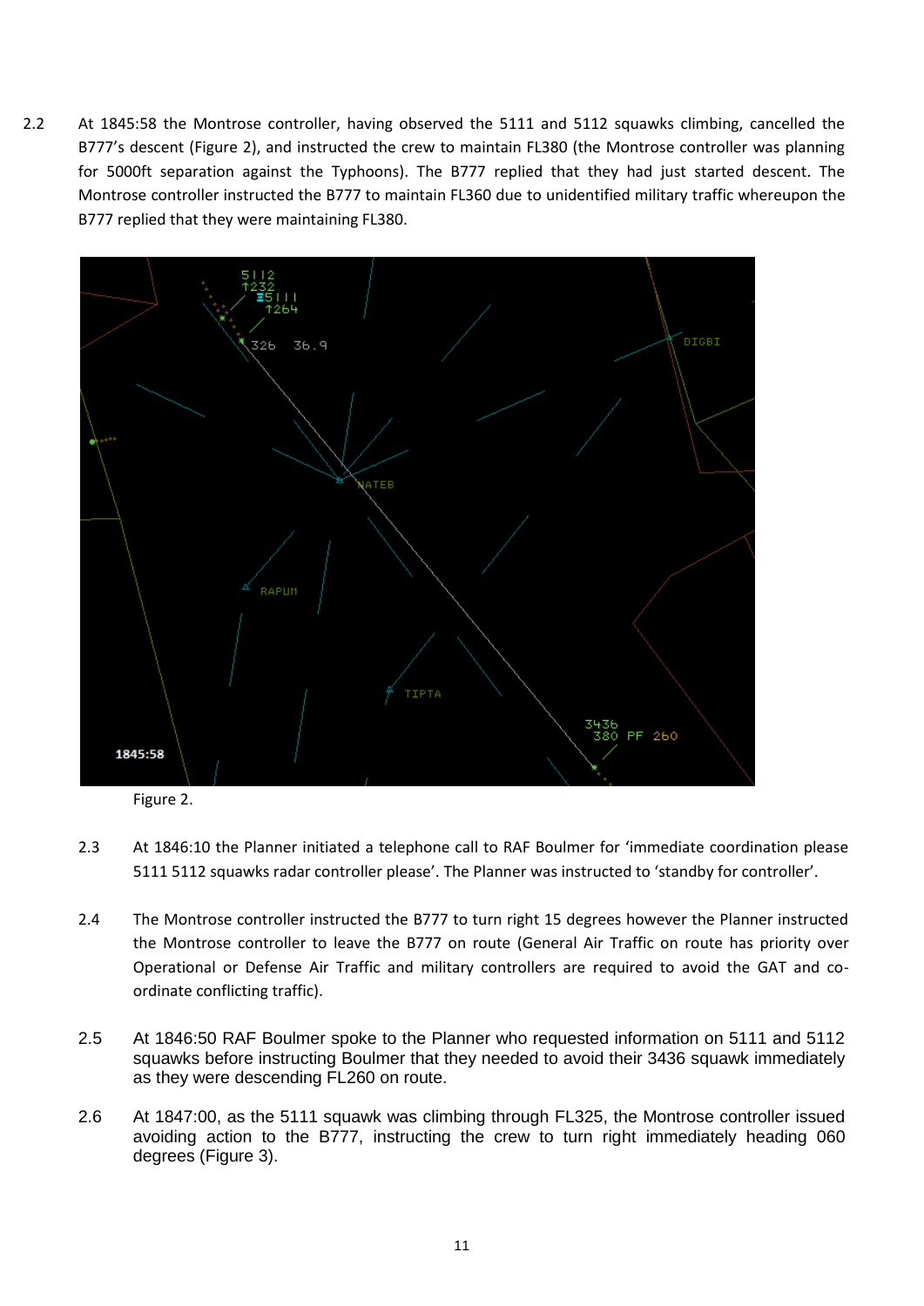2.2 At 1845:58 the Montrose controller, having observed the 5111 and 5112 squawks climbing, cancelled the B777's descent (Figure 2), and instructed the crew to maintain FL380 (the Montrose controller was planning for 5000ft separation against the Typhoons). The B777 replied that they had just started descent. The Montrose controller instructed the B777 to maintain FL360 due to unidentified military traffic whereupon the B777 replied that they were maintaining FL380.

Figure 2.

2.3 At 1846:10 the Planner initiated a telephone call to RAF Boulmer for 'immediate coordination please 5111 5112 squawks radar controller please'. The Planner was instructed to 'standby for controller'.

2.4 The Montrose controller instructed the B777 to turn right 15 degrees however the Planner instructed the Montrose controller to leave the B777 on route (General Air Traffic on route has priority over Operational or Defense Air Traffic and military controllers are required to avoid the GAT and co-ordinate conflicting traffic).

2.5 At 1846:50 RAF Boulmer spoke to the Planner who requested information on 5111 and 5112 squawks before instructing Boulmer that they needed to avoid their 3436 squawk immediately as they were descending FL260 on route.

2.6 At 1847:00, as the 5111 squawk was climbing through FL325, the Montrose controller issued avoiding action to the B777, instructing the crew to turn right immediately heading 060 degrees (Figure 3).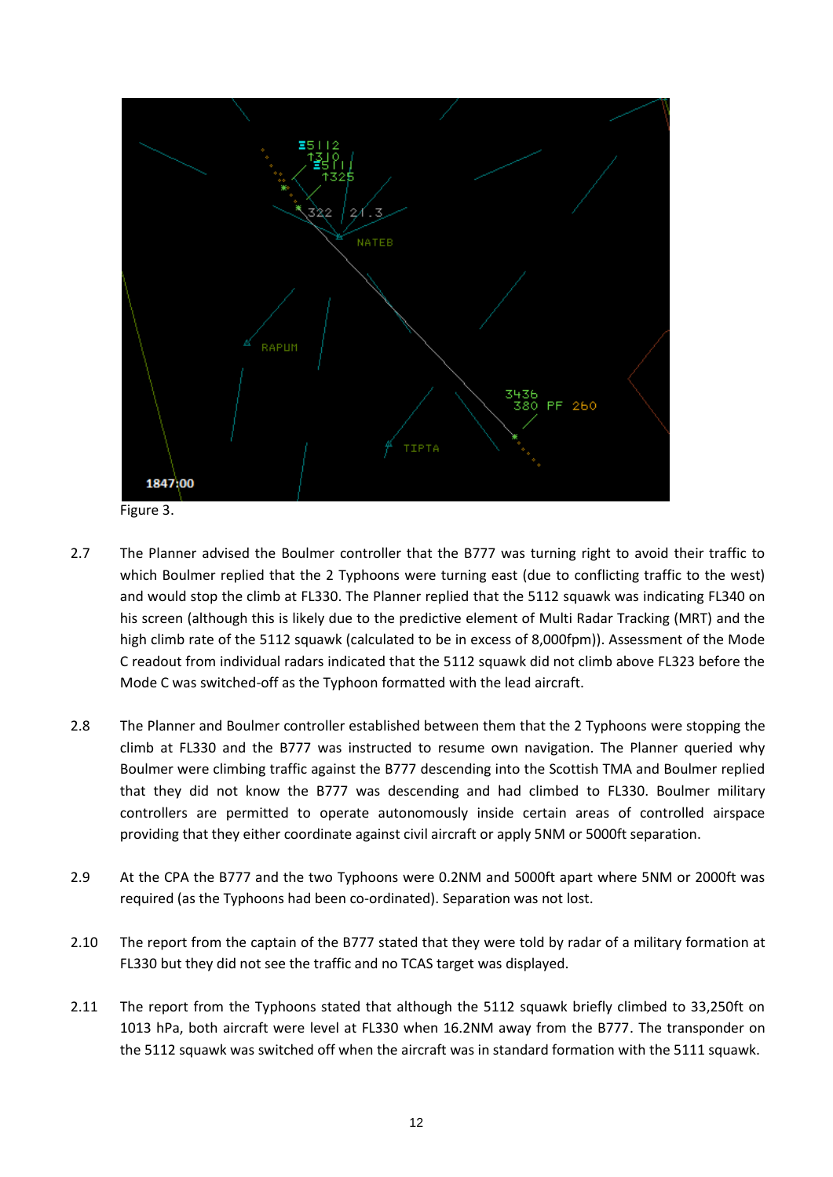Figure 3.

2.7 The Planner advised the Boulmer controller that the B777 was turning right to avoid their traffic to which Boulmer replied that the 2 Typhoons were turning east (due to conflicting traffic to the west) and would stop the climb at FL330. The Planner replied that the 5112 squawk was indicating FL340 on his screen (although this is likely due to the predictive element of Multi Radar Tracking (MRT) and the high climb rate of the 5112 squawk (calculated to be in excess of 8,000fpm)). Assessment of the Mode C readout from individual radars indicated that the 5112 squawk did not climb above FL323 before the Mode C was switched-off as the Typhoon formatted with the lead aircraft.

2.8 The Planner and Boulmer controller established between them that the 2 Typhoons were stopping the climb at FL330 and the B777 was instructed to resume own navigation. The Planner queried why Boulmer were climbing traffic against the B777 descending into the Scottish TMA and Boulmer replied that they did not know the B777 was descending and had climbed to FL330. Boulmer military controllers are permitted to operate autonomously inside certain areas of controlled airspace providing that they either coordinate against civil aircraft or apply 5NM or 5000ft separation.

2.9 At the CPA the B777 and the two Typhoons were 0.2NM and 5000ft apart where 5NM or 2000ft was required (as the Typhoons had been co-ordinated). Separation was not lost.

2.10 The report from the captain of the B777 stated that they were told by radar of a military formation at FL330 but they did not see the traffic and no TCAS target was displayed.

2.11 The report from the Typhoons stated that although the 5112 squawk briefly climbed to 33,250ft on 1013 hPa, both aircraft were level at FL330 when 16.2NM away from the B777. The transponder on the 5112 squawk was switched off when the aircraft was in standard formation with the 5111 squawk.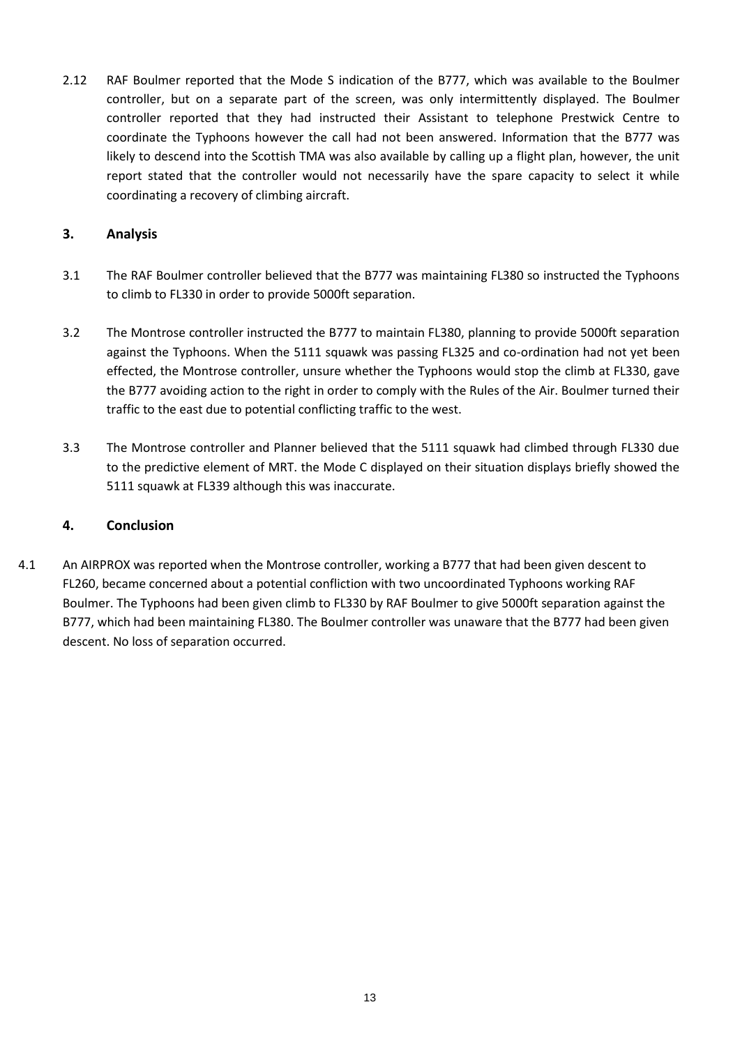2.12 RAF Boulmer reported that the Mode S indication of the B777, which was available to the Boulmer controller, but on a separate part of the screen, was only intermittently displayed. The Boulmer controller reported that they had instructed their Assistant to telephone Prestwick Centre to coordinate the Typhoons however the call had not been answered. Information that the B777 was likely to descend into the Scottish TMA was also available by calling up a flight plan, however, the unit report stated that the controller would not necessarily have the spare capacity to select it while coordinating a recovery of climbing aircraft.

## 3. Analysis

3.1 The RAF Boulmer controller believed that the B777 was maintaining FL380 so instructed the Typhoons to climb to FL330 in order to provide 5000ft separation.

3.2 The Montrose controller instructed the B777 to maintain FL380, planning to provide 5000ft separation against the Typhoons. When the 5111 squawk was passing FL325 and co-ordination had not yet been effected, the Montrose controller, unsure whether the Typhoons would stop the climb at FL330, gave the B777 avoiding action to the right in order to comply with the Rules of the Air. Boulmer turned their traffic to the east due to potential conflicting traffic to the west.

3.3 The Montrose controller and Planner believed that the 5111 squawk had climbed through FL330 due to the predictive element of MRT. the Mode C displayed on their situation displays briefly showed the 5111 squawk at FL339 although this was inaccurate.

## 4. Conclusion

4.1 An AIRPROX was reported when the Montrose controller, working a B777 that had been given descent to FL260, became concerned about a potential confliction with two uncoordinated Typhoons working RAF Boulmer. The Typhoons had been given climb to FL330 by RAF Boulmer to give 5000ft separation against the B777, which had been maintaining FL380. The Boulmer controller was unaware that the B777 had been given descent. No loss of separation occurred.